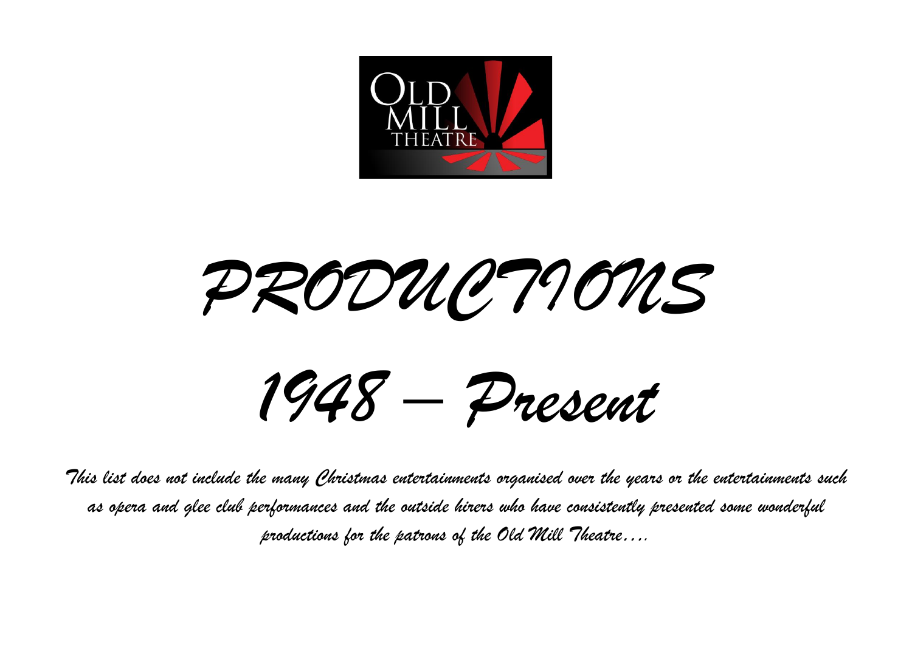OLD MILL THEATRE

# PRODUCTIONS

# 1948 – Present

*This list does not include the many Christmas entertainments organised over the years or the entertainments such as opera and glee club performances and the outside hirers who have consistently presented some wonderful productions for the patrons of the Old Mill Theatre….*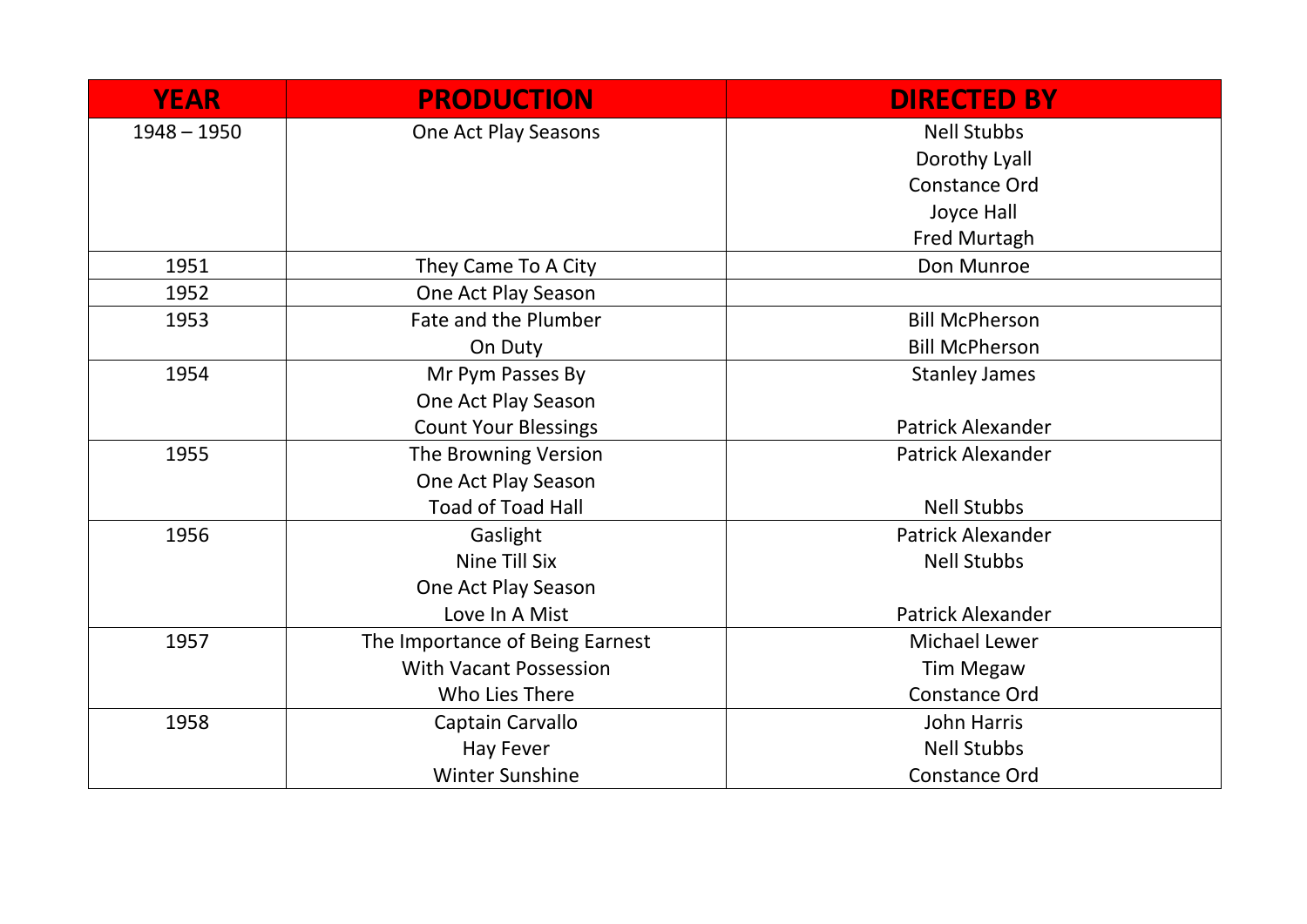| YEAR | PRODUCTION | DIRECTED BY |
|---|---|---|
| 1948 – 1950 | One Act Play Seasons | Nell Stubbs<br>Dorothy Lyall<br>Constance Ord<br>Joyce Hall<br>Fred Murtagh |
| 1951 | They Came To A City | Don Munroe |
| 1952 | One Act Play Season | |
| 1953 | Fate and the Plumber<br>On Duty | Bill McPherson<br>Bill McPherson |
| 1954 | Mr Pym Passes By<br>One Act Play Season<br>Count Your Blessings | Stanley James<br><br>Patrick Alexander |
| 1955 | The Browning Version<br>One Act Play Season<br>Toad of Toad Hall | Patrick Alexander<br><br>Nell Stubbs |
| 1956 | Gaslight<br>Nine Till Six<br>One Act Play Season<br>Love In A Mist | Patrick Alexander<br>Nell Stubbs<br><br>Patrick Alexander |
| 1957 | The Importance of Being Earnest<br>With Vacant Possession<br>Who Lies There | Michael Lewer<br>Tim Megaw<br>Constance Ord |
| 1958 | Captain Carvallo<br>Hay Fever<br>Winter Sunshine | John Harris<br>Nell Stubbs<br>Constance Ord |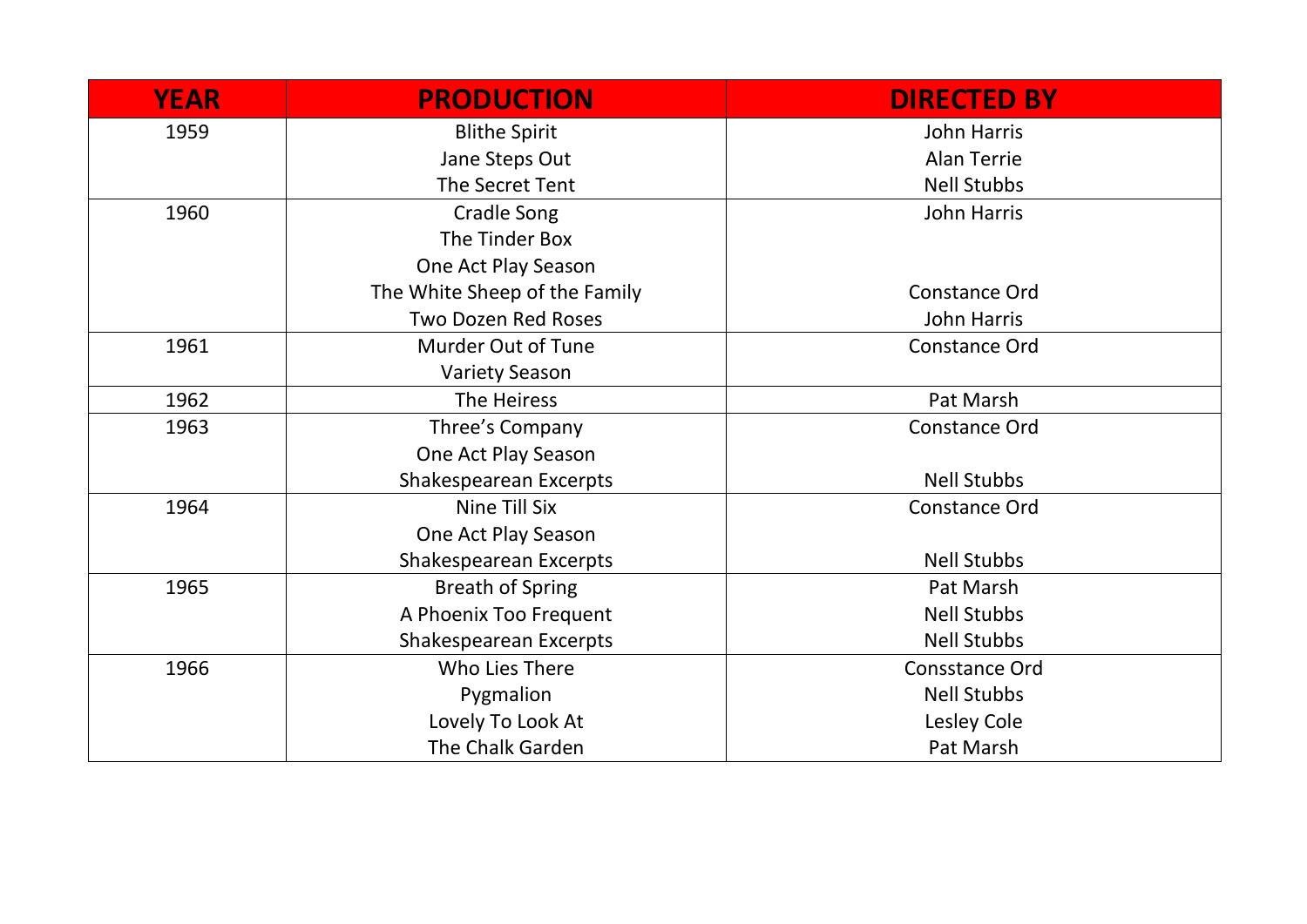| YEAR | PRODUCTION | DIRECTED BY |
| --- | --- | --- |
| 1959 | Blithe Spirit | John Harris |
| | Jane Steps Out | Alan Terrie |
| | The Secret Tent | Nell Stubbs |
| 1960 | Cradle Song | John Harris |
| | The Tinder Box | |
| | One Act Play Season | |
| | The White Sheep of the Family | Constance Ord |
| | Two Dozen Red Roses | John Harris |
| 1961 | Murder Out of Tune | Constance Ord |
| | Variety Season | |
| 1962 | The Heiress | Pat Marsh |
| 1963 | Three's Company | Constance Ord |
| | One Act Play Season | |
| | Shakespearean Excerpts | Nell Stubbs |
| 1964 | Nine Till Six | Constance Ord |
| | One Act Play Season | |
| | Shakespearean Excerpts | Nell Stubbs |
| 1965 | Breath of Spring | Pat Marsh |
| | A Phoenix Too Frequent | Nell Stubbs |
| | Shakespearean Excerpts | Nell Stubbs |
| 1966 | Who Lies There | Consstance Ord |
| | Pygmalion | Nell Stubbs |
| | Lovely To Look At | Lesley Cole |
| | The Chalk Garden | Pat Marsh |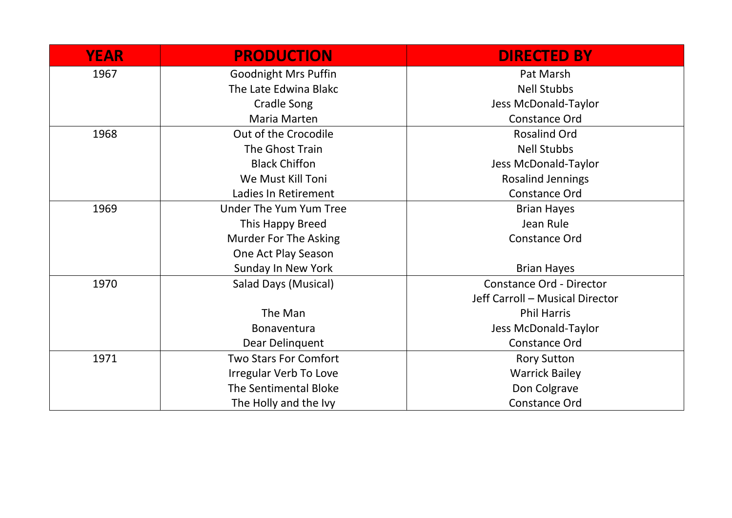| YEAR | PRODUCTION | DIRECTED BY |
|---|---|---|
| 1967 | Goodnight Mrs Puffin | Pat Marsh |
| | The Late Edwina Blakc | Nell Stubbs |
| | Cradle Song | Jess McDonald-Taylor |
| | Maria Marten | Constance Ord |
| 1968 | Out of the Crocodile | Rosalind Ord |
| | The Ghost Train | Nell Stubbs |
| | Black Chiffon | Jess McDonald-Taylor |
| | We Must Kill Toni | Rosalind Jennings |
| | Ladies In Retirement | Constance Ord |
| 1969 | Under The Yum Yum Tree | Brian Hayes |
| | This Happy Breed | Jean Rule |
| | Murder For The Asking | Constance Ord |
| | One Act Play Season | |
| | Sunday In New York | Brian Hayes |
| 1970 | Salad Days (Musical) | Constance Ord - Director |
| | | Jeff Carroll – Musical Director |
| | The Man | Phil Harris |
| | Bonaventura | Jess McDonald-Taylor |
| | Dear Delinquent | Constance Ord |
| 1971 | Two Stars For Comfort | Rory Sutton |
| | Irregular Verb To Love | Warrick Bailey |
| | The Sentimental Bloke | Don Colgrave |
| | The Holly and the Ivy | Constance Ord |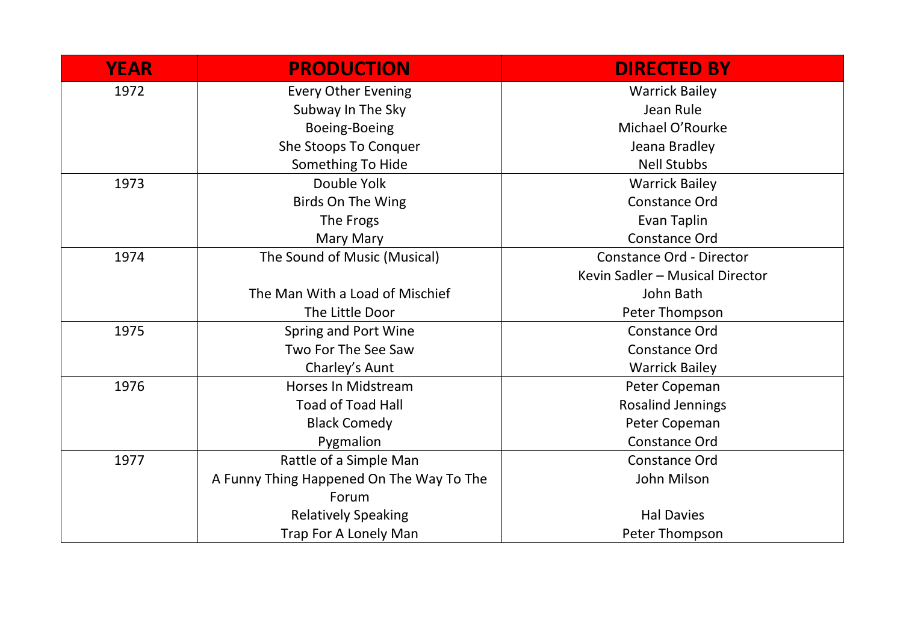| YEAR | PRODUCTION | DIRECTED BY |
|---|---|---|
| 1972 | Every Other Evening | Warrick Bailey |
| | Subway In The Sky | Jean Rule |
| | Boeing-Boeing | Michael O'Rourke |
| | She Stoops To Conquer | Jeana Bradley |
| | Something To Hide | Nell Stubbs |
| 1973 | Double Yolk | Warrick Bailey |
| | Birds On The Wing | Constance Ord |
| | The Frogs | Evan Taplin |
| | Mary Mary | Constance Ord |
| 1974 | The Sound of Music (Musical) | Constance Ord - Director |
| | | Kevin Sadler – Musical Director |
| | The Man With a Load of Mischief | John Bath |
| | The Little Door | Peter Thompson |
| 1975 | Spring and Port Wine | Constance Ord |
| | Two For The See Saw | Constance Ord |
| | Charley's Aunt | Warrick Bailey |
| 1976 | Horses In Midstream | Peter Copeman |
| | Toad of Toad Hall | Rosalind Jennings |
| | Black Comedy | Peter Copeman |
| | Pygmalion | Constance Ord |
| 1977 | Rattle of a Simple Man | Constance Ord |
| | A Funny Thing Happened On The Way To The Forum | John Milson |
| | Relatively Speaking | Hal Davies |
| | Trap For A Lonely Man | Peter Thompson |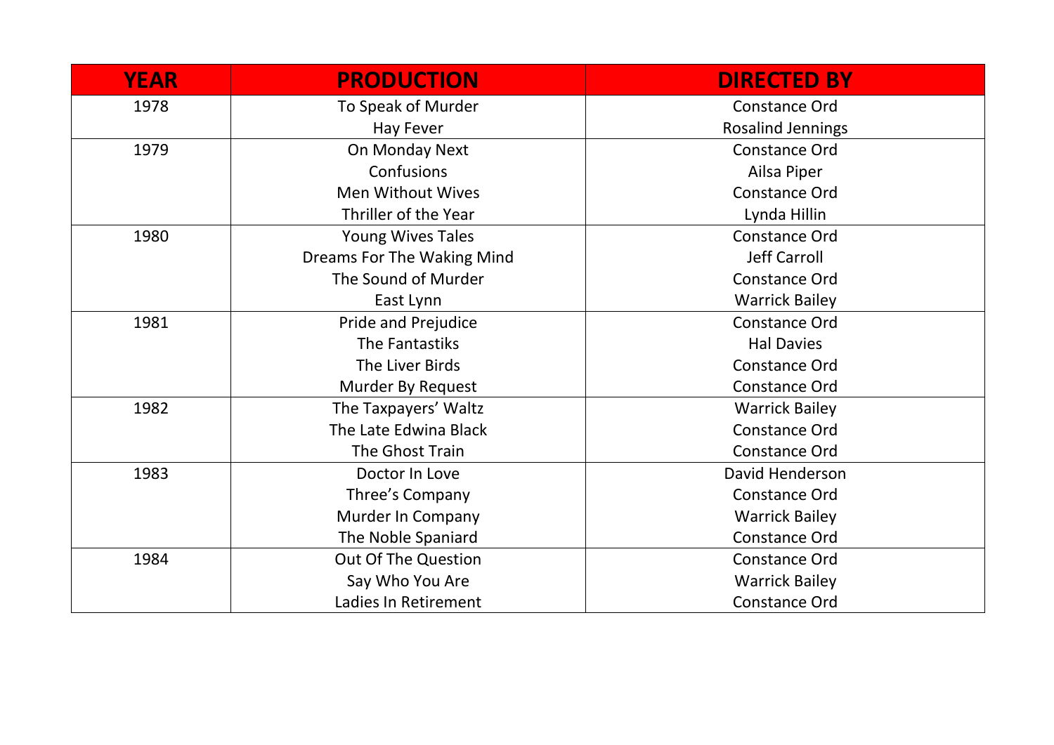| YEAR | PRODUCTION | DIRECTED BY |
|---|---|---|
| 1978 | To Speak of Murder | Constance Ord |
| | Hay Fever | Rosalind Jennings |
| 1979 | On Monday Next | Constance Ord |
| | Confusions | Ailsa Piper |
| | Men Without Wives | Constance Ord |
| | Thriller of the Year | Lynda Hillin |
| 1980 | Young Wives Tales | Constance Ord |
| | Dreams For The Waking Mind | Jeff Carroll |
| | The Sound of Murder | Constance Ord |
| | East Lynn | Warrick Bailey |
| 1981 | Pride and Prejudice | Constance Ord |
| | The Fantastiks | Hal Davies |
| | The Liver Birds | Constance Ord |
| | Murder By Request | Constance Ord |
| 1982 | The Taxpayers' Waltz | Warrick Bailey |
| | The Late Edwina Black | Constance Ord |
| | The Ghost Train | Constance Ord |
| 1983 | Doctor In Love | David Henderson |
| | Three's Company | Constance Ord |
| | Murder In Company | Warrick Bailey |
| | The Noble Spaniard | Constance Ord |
| 1984 | Out Of The Question | Constance Ord |
| | Say Who You Are | Warrick Bailey |
| | Ladies In Retirement | Constance Ord |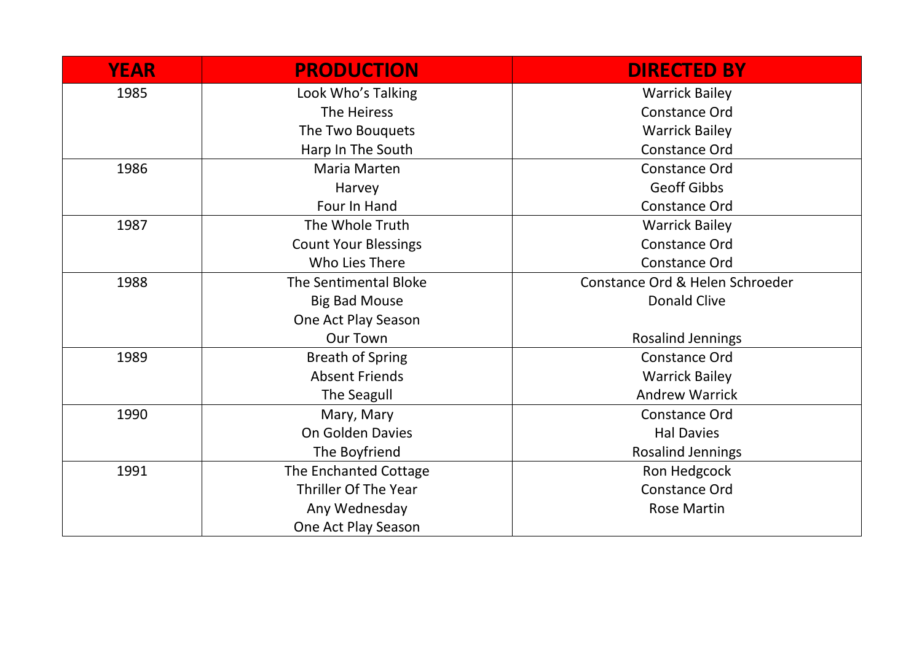| YEAR | PRODUCTION | DIRECTED BY |
| --- | --- | --- |
| 1985 | Look Who's Talking | Warrick Bailey |
| | The Heiress | Constance Ord |
| | The Two Bouquets | Warrick Bailey |
| | Harp In The South | Constance Ord |
| 1986 | Maria Marten | Constance Ord |
| | Harvey | Geoff Gibbs |
| | Four In Hand | Constance Ord |
| 1987 | The Whole Truth | Warrick Bailey |
| | Count Your Blessings | Constance Ord |
| | Who Lies There | Constance Ord |
| 1988 | The Sentimental Bloke | Constance Ord & Helen Schroeder |
| | Big Bad Mouse | Donald Clive |
| | One Act Play Season | |
| | Our Town | Rosalind Jennings |
| 1989 | Breath of Spring | Constance Ord |
| | Absent Friends | Warrick Bailey |
| | The Seagull | Andrew Warrick |
| 1990 | Mary, Mary | Constance Ord |
| | On Golden Davies | Hal Davies |
| | The Boyfriend | Rosalind Jennings |
| 1991 | The Enchanted Cottage | Ron Hedgcock |
| | Thriller Of The Year | Constance Ord |
| | Any Wednesday | Rose Martin |
| | One Act Play Season | |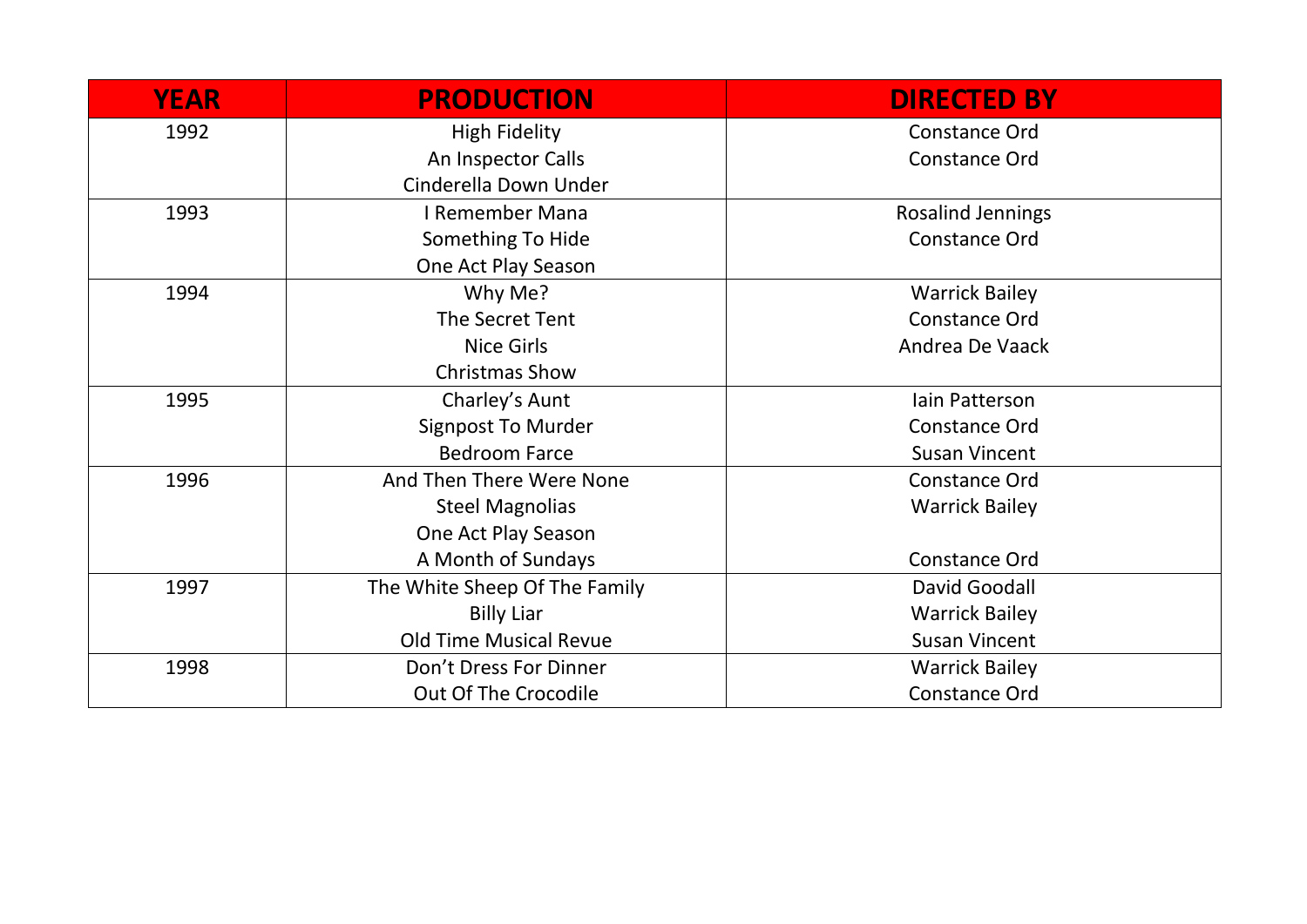| YEAR | PRODUCTION | DIRECTED BY |
|---|---|---|
| 1992 | High Fidelity | Constance Ord |
| | An Inspector Calls | Constance Ord |
| | Cinderella Down Under | |
| 1993 | I Remember Mana | Rosalind Jennings |
| | Something To Hide | Constance Ord |
| | One Act Play Season | |
| 1994 | Why Me? | Warrick Bailey |
| | The Secret Tent | Constance Ord |
| | Nice Girls | Andrea De Vaack |
| | Christmas Show | |
| 1995 | Charley's Aunt | Iain Patterson |
| | Signpost To Murder | Constance Ord |
| | Bedroom Farce | Susan Vincent |
| 1996 | And Then There Were None | Constance Ord |
| | Steel Magnolias | Warrick Bailey |
| | One Act Play Season | |
| | A Month of Sundays | Constance Ord |
| 1997 | The White Sheep Of The Family | David Goodall |
| | Billy Liar | Warrick Bailey |
| | Old Time Musical Revue | Susan Vincent |
| 1998 | Don't Dress For Dinner | Warrick Bailey |
| | Out Of The Crocodile | Constance Ord |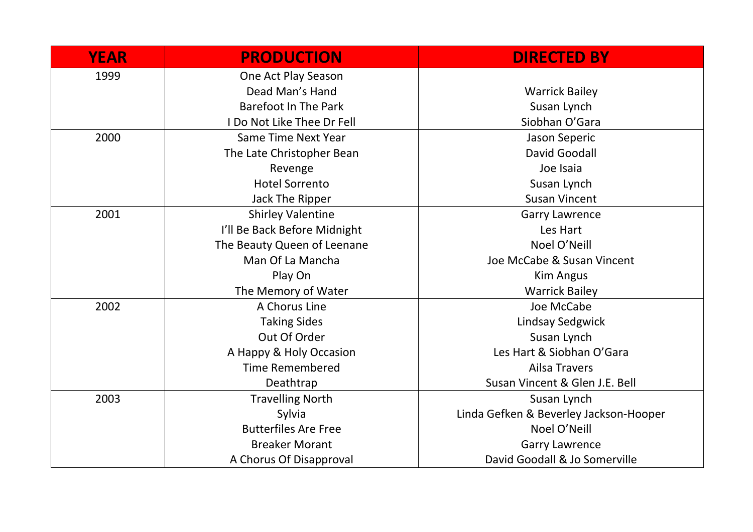| YEAR | PRODUCTION | DIRECTED BY |
|---|---|---|
| 1999 | One Act Play Season | |
| | Dead Man's Hand | Warrick Bailey |
| | Barefoot In The Park | Susan Lynch |
| | I Do Not Like Thee Dr Fell | Siobhan O'Gara |
| 2000 | Same Time Next Year | Jason Seperic |
| | The Late Christopher Bean | David Goodall |
| | Revenge | Joe Isaia |
| | Hotel Sorrento | Susan Lynch |
| | Jack The Ripper | Susan Vincent |
| 2001 | Shirley Valentine | Garry Lawrence |
| | I'll Be Back Before Midnight | Les Hart |
| | The Beauty Queen of Leenane | Noel O'Neill |
| | Man Of La Mancha | Joe McCabe & Susan Vincent |
| | Play On | Kim Angus |
| | The Memory of Water | Warrick Bailey |
| 2002 | A Chorus Line | Joe McCabe |
| | Taking Sides | Lindsay Sedgwick |
| | Out Of Order | Susan Lynch |
| | A Happy & Holy Occasion | Les Hart & Siobhan O'Gara |
| | Time Remembered | Ailsa Travers |
| | Deathtrap | Susan Vincent & Glen J.E. Bell |
| 2003 | Travelling North | Susan Lynch |
| | Sylvia | Linda Gefken & Beverley Jackson-Hooper |
| | Butterfiles Are Free | Noel O'Neill |
| | Breaker Morant | Garry Lawrence |
| | A Chorus Of Disapproval | David Goodall & Jo Somerville |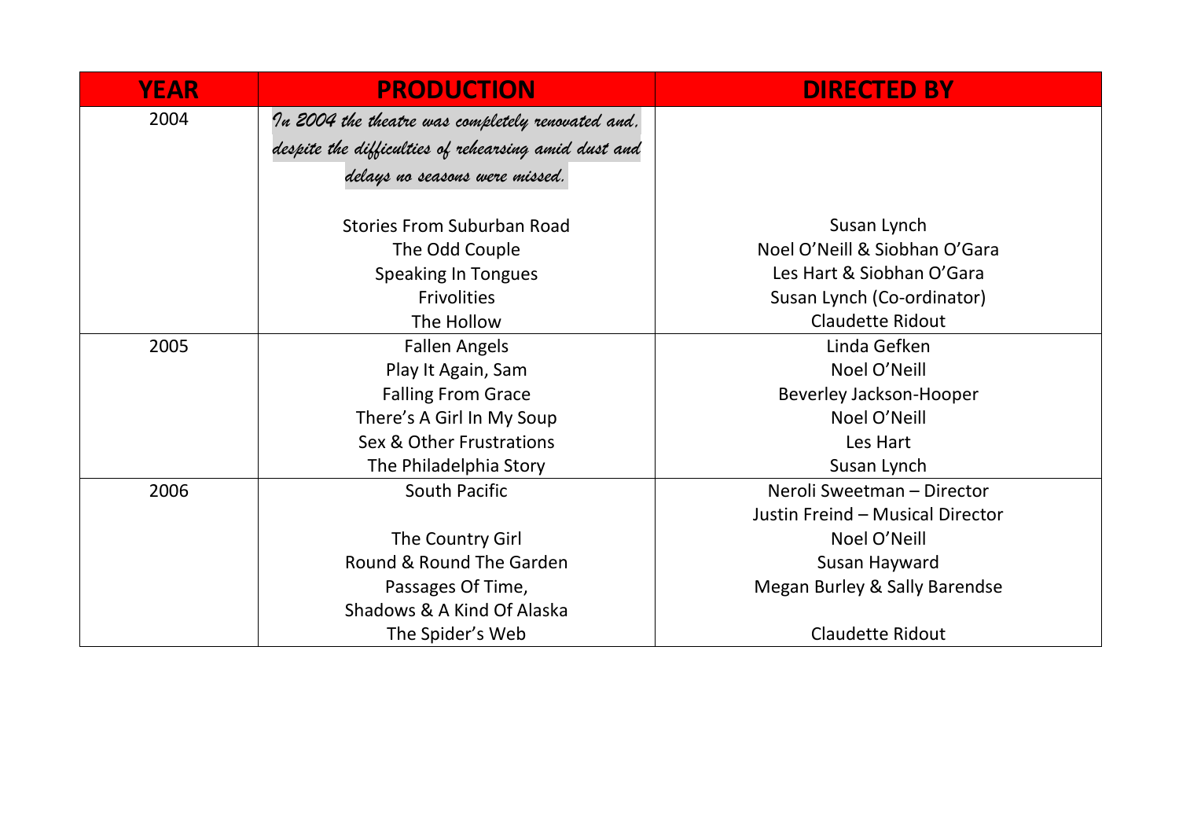| YEAR | PRODUCTION | DIRECTED BY |
|---|---|---|
| 2004 | *In 2004 the theatre was completely renovated and, despite the difficulties of rehearsing amid dust and delays no seasons were missed.* | |
| | Stories From Suburban Road | Susan Lynch |
| | The Odd Couple | Noel O'Neill & Siobhan O'Gara |
| | Speaking In Tongues | Les Hart & Siobhan O'Gara |
| | Frivolities | Susan Lynch (Co-ordinator) |
| | The Hollow | Claudette Ridout |
| 2005 | Fallen Angels | Linda Gefken |
| | Play It Again, Sam | Noel O'Neill |
| | Falling From Grace | Beverley Jackson-Hooper |
| | There's A Girl In My Soup | Noel O'Neill |
| | Sex & Other Frustrations | Les Hart |
| | The Philadelphia Story | Susan Lynch |
| 2006 | South Pacific | Neroli Sweetman – Director<br>Justin Freind – Musical Director |
| | The Country Girl | Noel O'Neill |
| | Round & Round The Garden | Susan Hayward |
| | Passages Of Time,<br>Shadows & A Kind Of Alaska | Megan Burley & Sally Barendse |
| | The Spider's Web | Claudette Ridout |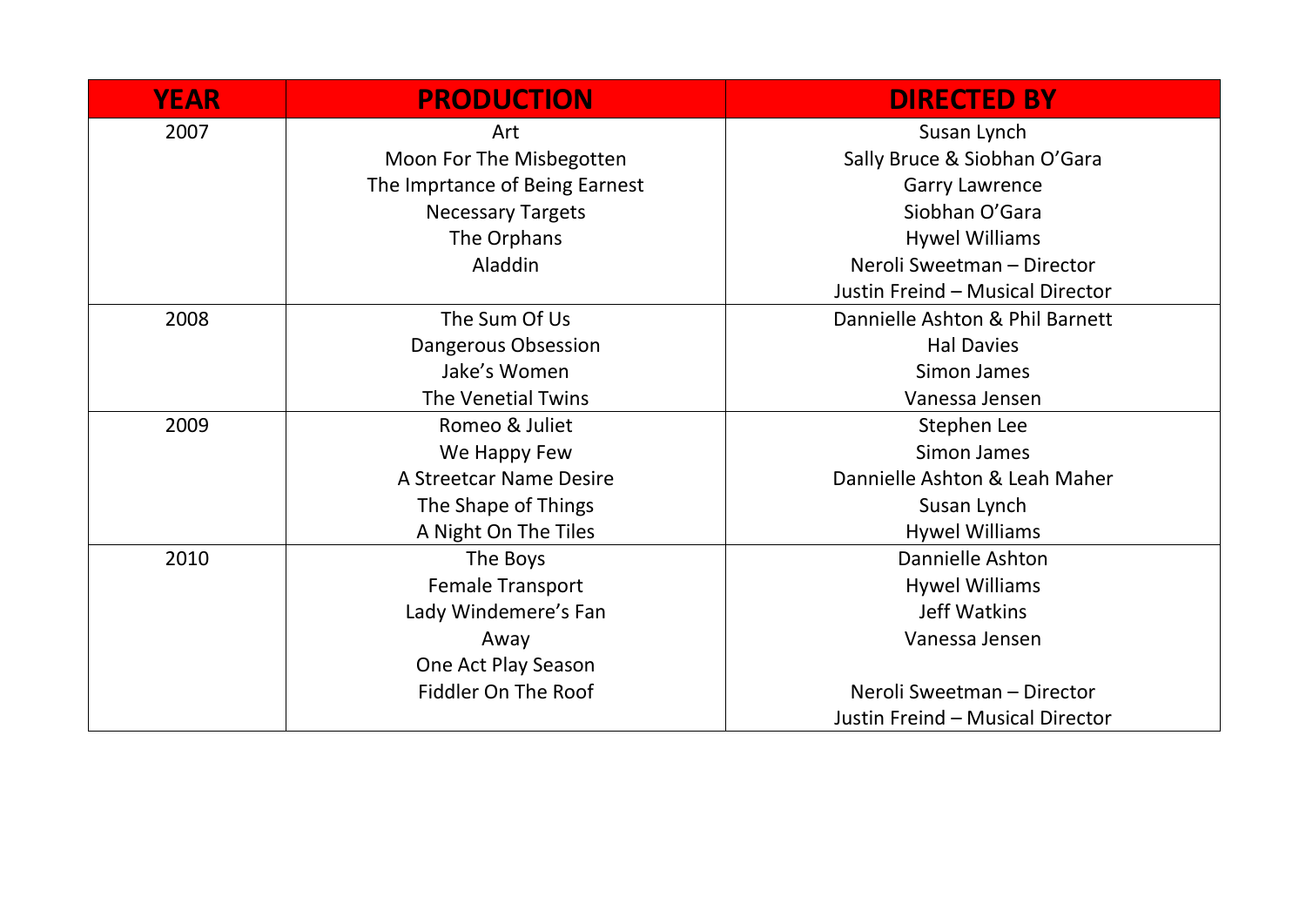| YEAR | PRODUCTION | DIRECTED BY |
|---|---|---|
| 2007 | Art | Susan Lynch |
| | Moon For The Misbegotten | Sally Bruce & Siobhan O'Gara |
| | The Imprtance of Being Earnest | Garry Lawrence |
| | Necessary Targets | Siobhan O'Gara |
| | The Orphans | Hywel Williams |
| | Aladdin | Neroli Sweetman – Director |
| | | Justin Freind – Musical Director |
| 2008 | The Sum Of Us | Dannielle Ashton & Phil Barnett |
| | Dangerous Obsession | Hal Davies |
| | Jake's Women | Simon James |
| | The Venetial Twins | Vanessa Jensen |
| 2009 | Romeo & Juliet | Stephen Lee |
| | We Happy Few | Simon James |
| | A Streetcar Name Desire | Dannielle Ashton & Leah Maher |
| | The Shape of Things | Susan Lynch |
| | A Night On The Tiles | Hywel Williams |
| 2010 | The Boys | Dannielle Ashton |
| | Female Transport | Hywel Williams |
| | Lady Windemere's Fan | Jeff Watkins |
| | Away | Vanessa Jensen |
| | One Act Play Season | |
| | Fiddler On The Roof | Neroli Sweetman – Director |
| | | Justin Freind – Musical Director |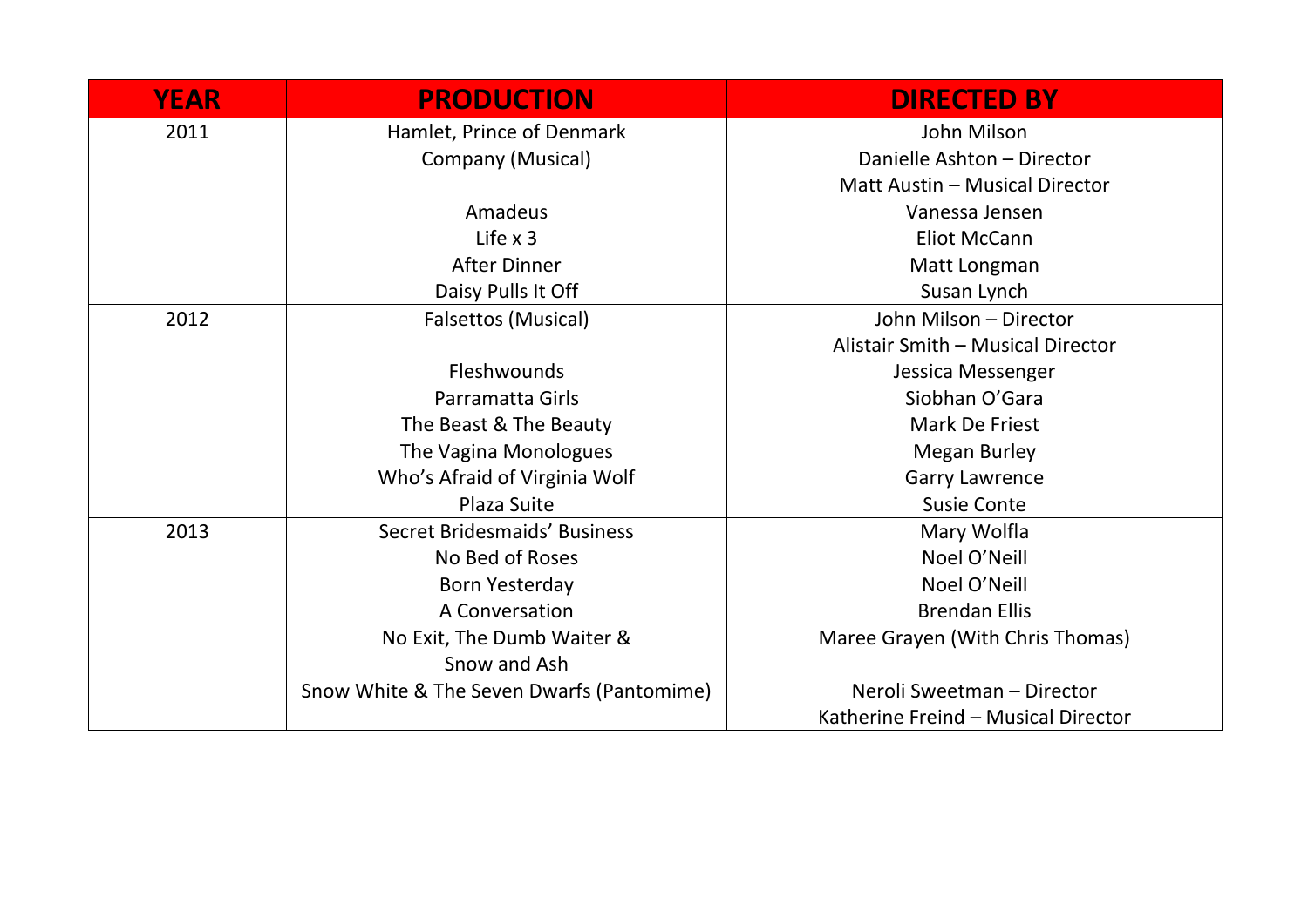| YEAR | PRODUCTION | DIRECTED BY |
|---|---|---|
| 2011 | Hamlet, Prince of Denmark | John Milson |
| | Company (Musical) | Danielle Ashton – Director |
| | | Matt Austin – Musical Director |
| | Amadeus | Vanessa Jensen |
| | Life x 3 | Eliot McCann |
| | After Dinner | Matt Longman |
| | Daisy Pulls It Off | Susan Lynch |
| 2012 | Falsettos (Musical) | John Milson – Director |
| | | Alistair Smith – Musical Director |
| | Fleshwounds | Jessica Messenger |
| | Parramatta Girls | Siobhan O'Gara |
| | The Beast & The Beauty | Mark De Friest |
| | The Vagina Monologues | Megan Burley |
| | Who's Afraid of Virginia Wolf | Garry Lawrence |
| | Plaza Suite | Susie Conte |
| 2013 | Secret Bridesmaids' Business | Mary Wolfla |
| | No Bed of Roses | Noel O'Neill |
| | Born Yesterday | Noel O'Neill |
| | A Conversation | Brendan Ellis |
| | No Exit, The Dumb Waiter & | Maree Grayen (With Chris Thomas) |
| | Snow and Ash | |
| | Snow White & The Seven Dwarfs (Pantomime) | Neroli Sweetman – Director |
| | | Katherine Freind – Musical Director |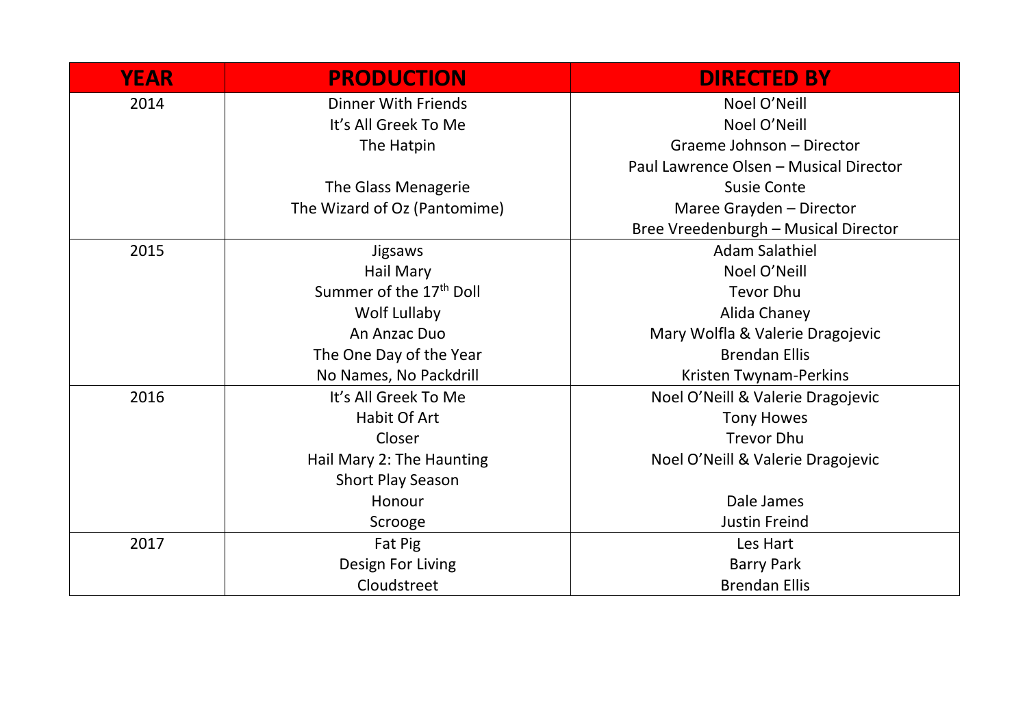| YEAR | PRODUCTION | DIRECTED BY |
|---|---|---|
| 2014 | Dinner With Friends | Noel O'Neill |
| | It's All Greek To Me | Noel O'Neill |
| | The Hatpin | Graeme Johnson – Director |
| | | Paul Lawrence Olsen – Musical Director |
| | The Glass Menagerie | Susie Conte |
| | The Wizard of Oz (Pantomime) | Maree Grayden – Director |
| | | Bree Vreedenburgh – Musical Director |
| 2015 | Jigsaws | Adam Salathiel |
| | Hail Mary | Noel O'Neill |
| | Summer of the 17th Doll | Tevor Dhu |
| | Wolf Lullaby | Alida Chaney |
| | An Anzac Duo | Mary Wolfla & Valerie Dragojevic |
| | The One Day of the Year | Brendan Ellis |
| | No Names, No Packdrill | Kristen Twynam-Perkins |
| 2016 | It's All Greek To Me | Noel O'Neill & Valerie Dragojevic |
| | Habit Of Art | Tony Howes |
| | Closer | Trevor Dhu |
| | Hail Mary 2: The Haunting | Noel O'Neill & Valerie Dragojevic |
| | Short Play Season | |
| | Honour | Dale James |
| | Scrooge | Justin Freind |
| 2017 | Fat Pig | Les Hart |
| | Design For Living | Barry Park |
| | Cloudstreet | Brendan Ellis |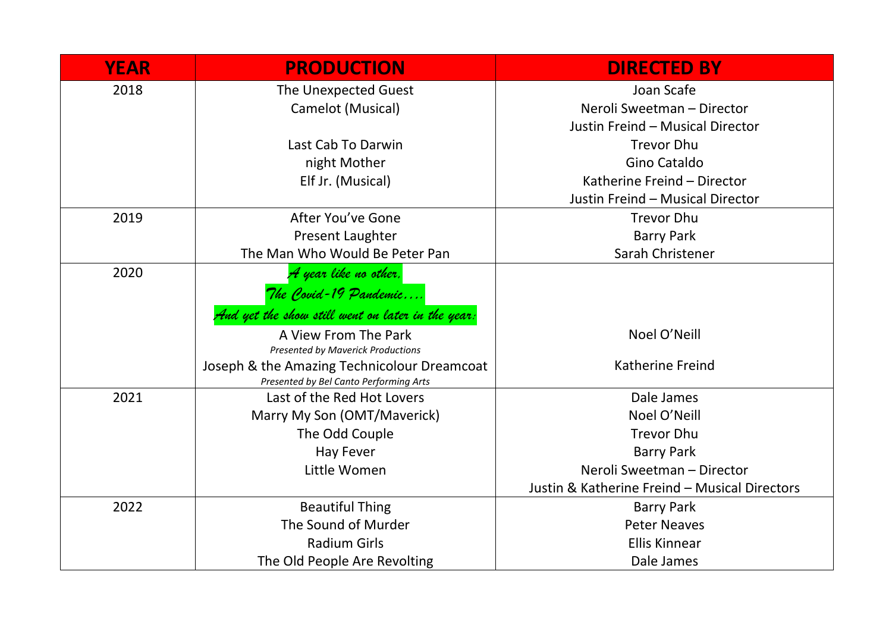| YEAR | PRODUCTION | DIRECTED BY |
|---|---|---|
| 2018 | The Unexpected Guest | Joan Scafe |
| | Camelot (Musical) | Neroli Sweetman – Director |
| | | Justin Freind – Musical Director |
| | Last Cab To Darwin | Trevor Dhu |
| | night Mother | Gino Cataldo |
| | Elf Jr. (Musical) | Katherine Freind – Director |
| | | Justin Freind – Musical Director |
| 2019 | After You've Gone | Trevor Dhu |
| | Present Laughter | Barry Park |
| | The Man Who Would Be Peter Pan | Sarah Christener |
| 2020 | *A year like no other,* | |
| | *The Covid-19 Pandemic….* | |
| | *And yet the show still went on later in the year:* | |
| | A View From The Park *Presented by Maverick Productions* | Noel O'Neill |
| | Joseph & the Amazing Technicolour Dreamcoat *Presented by Bel Canto Performing Arts* | Katherine Freind |
| 2021 | Last of the Red Hot Lovers | Dale James |
| | Marry My Son (OMT/Maverick) | Noel O'Neill |
| | The Odd Couple | Trevor Dhu |
| | Hay Fever | Barry Park |
| | Little Women | Neroli Sweetman – Director |
| | | Justin & Katherine Freind – Musical Directors |
| 2022 | Beautiful Thing | Barry Park |
| | The Sound of Murder | Peter Neaves |
| | Radium Girls | Ellis Kinnear |
| | The Old People Are Revolting | Dale James |